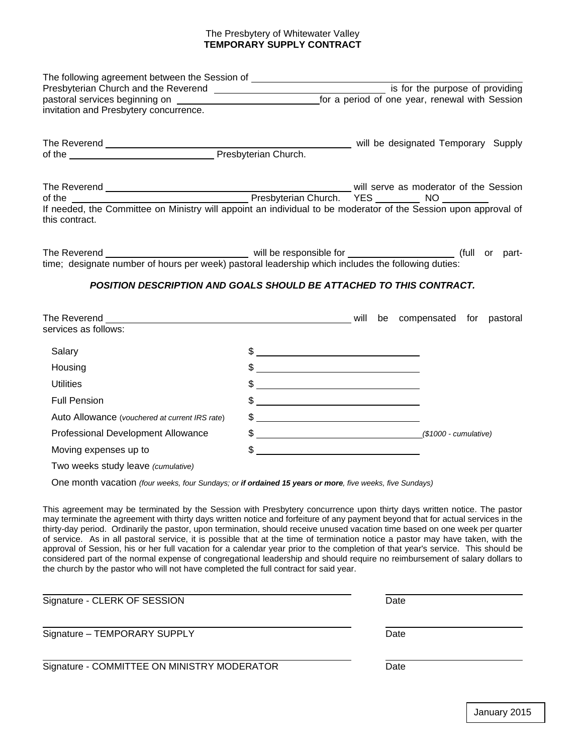The Presbytery of Whitewater Valley

**TEMPORARY SUPPLY CONTRACT**

The following agreement between the Session of ______________________________ Presbyterian Church and the Reverend ______________________________ is for the purpose of providing pastoral services beginning on ______________________________ for a period of one year, renewal with Session invitation and Presbytery concurrence.

The Reverend ______________________________ will be designated Temporary Supply of the ______________________________ Presbyterian Church.

The Reverend ______________________________ will serve as moderator of the Session of the ______________________________ Presbyterian Church. YES ________ NO ________
If needed, the Committee on Ministry will appoint an individual to be moderator of the Session upon approval of this contract.

The Reverend ______________________________ will be responsible for ____________________ (full or part-time; designate number of hours per week) pastoral leadership which includes the following duties:

***POSITION DESCRIPTION AND GOALS SHOULD BE ATTACHED TO THIS CONTRACT.***

The Reverend ______________________________ will be compensated for pastoral services as follows:

| | |
|---|---|
| Salary | $ ______________________ |
| Housing | $ ______________________ |
| Utilities | $ ______________________ |
| Full Pension | $ ______________________ |
| Auto Allowance (*vouchered at current IRS rate*) | $ ______________________ |
| Professional Development Allowance | $ ______________________ *($1000 - cumulative)* |
| Moving expenses up to | $ ______________________ |

Two weeks study leave *(cumulative)*

One month vacation *(four weeks, four Sundays; or **if ordained 15 years or more**, five weeks, five Sundays)*

This agreement may be terminated by the Session with Presbytery concurrence upon thirty days written notice. The pastor may terminate the agreement with thirty days written notice and forfeiture of any payment beyond that for actual services in the thirty-day period. Ordinarily the pastor, upon termination, should receive unused vacation time based on one week per quarter of service. As in all pastoral service, it is possible that at the time of termination notice a pastor may have taken, with the approval of Session, his or her full vacation for a calendar year prior to the completion of that year's service. This should be considered part of the normal expense of congregational leadership and should require no reimbursement of salary dollars to the church by the pastor who will not have completed the full contract for said year.

______________________________ ____________________
Signature - CLERK OF SESSION Date

______________________________ ____________________
Signature – TEMPORARY SUPPLY Date

______________________________ ____________________
Signature - COMMITTEE ON MINISTRY MODERATOR Date

January 2015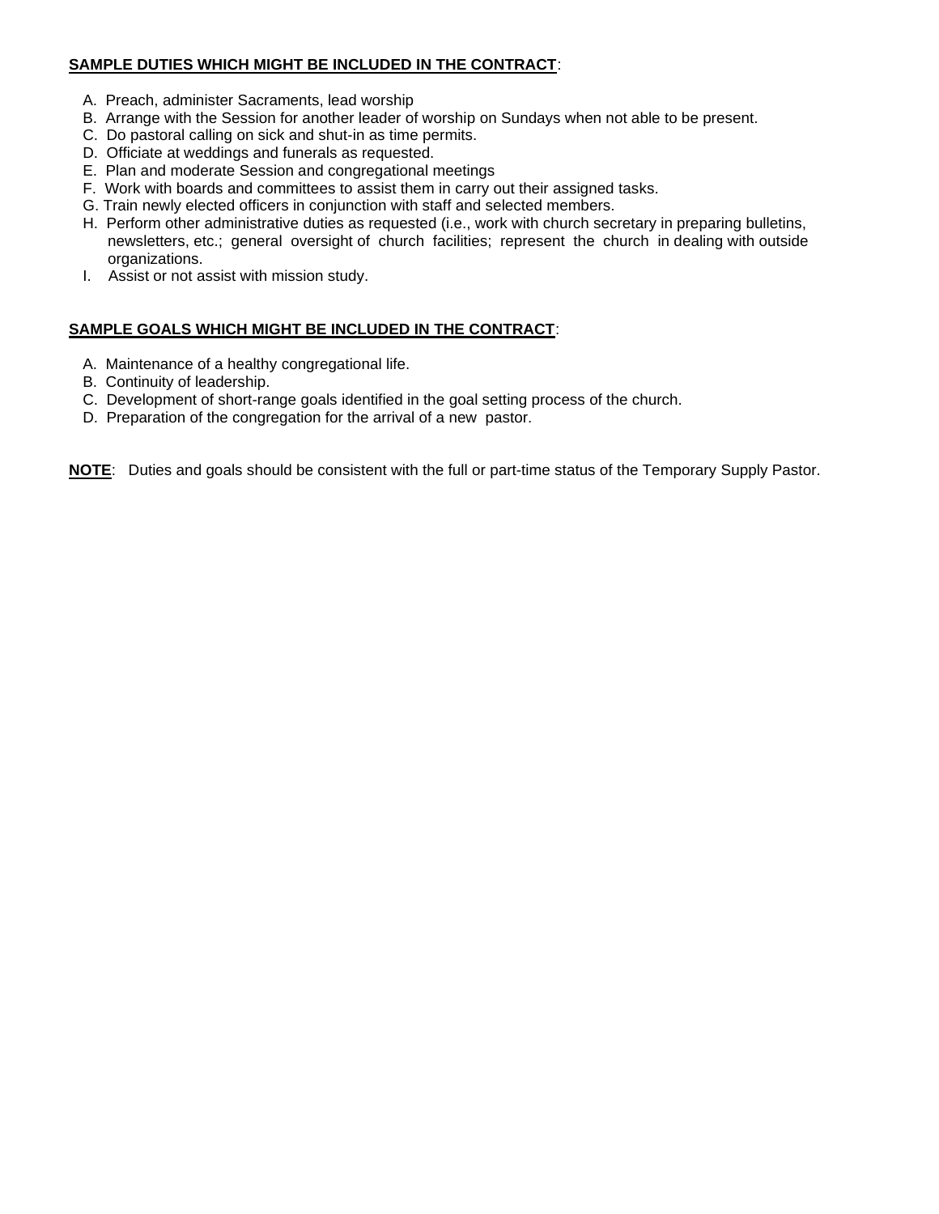**SAMPLE DUTIES WHICH MIGHT BE INCLUDED IN THE CONTRACT**:

A. Preach, administer Sacraments, lead worship
B. Arrange with the Session for another leader of worship on Sundays when not able to be present.
C. Do pastoral calling on sick and shut-in as time permits.
D. Officiate at weddings and funerals as requested.
E. Plan and moderate Session and congregational meetings
F. Work with boards and committees to assist them in carry out their assigned tasks.
G. Train newly elected officers in conjunction with staff and selected members.
H. Perform other administrative duties as requested (i.e., work with church secretary in preparing bulletins, newsletters, etc.; general oversight of church facilities; represent the church in dealing with outside organizations.
I. Assist or not assist with mission study.

**SAMPLE GOALS WHICH MIGHT BE INCLUDED IN THE CONTRACT**:

A. Maintenance of a healthy congregational life.
B. Continuity of leadership.
C. Development of short-range goals identified in the goal setting process of the church.
D. Preparation of the congregation for the arrival of a new pastor.

**NOTE**: Duties and goals should be consistent with the full or part-time status of the Temporary Supply Pastor.